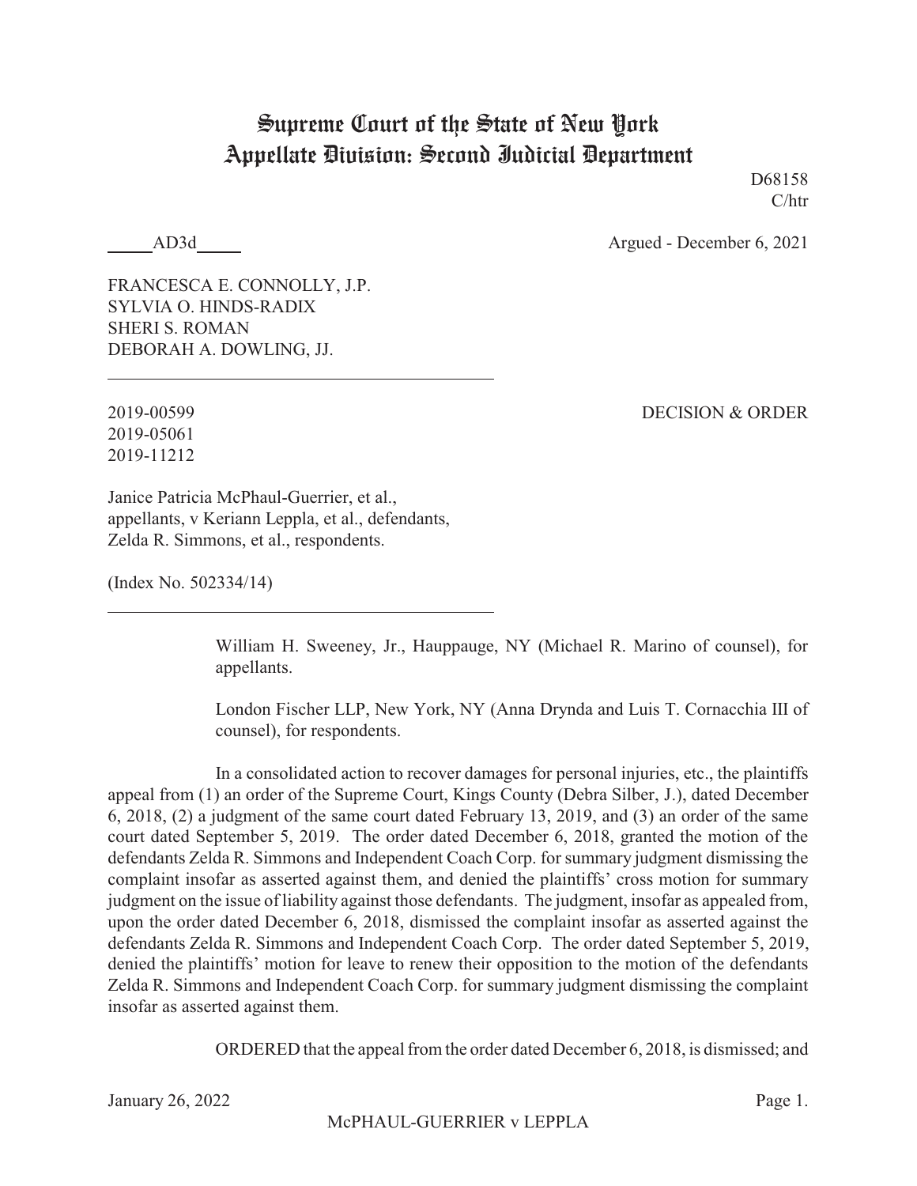# Supreme Court of the State of New York
## Appellate Division: Second Judicial Department

D68158
C/htr

_____AD3d_____ Argued - December 6, 2021

FRANCESCA E. CONNOLLY, J.P.
SYLVIA O. HINDS-RADIX
SHERI S. ROMAN
DEBORAH A. DOWLING, JJ.

---

2019-00599 DECISION & ORDER
2019-05061
2019-11212

Janice Patricia McPhaul-Guerrier, et al., appellants, v Keriann Leppla, et al., defendants, Zelda R. Simmons, et al., respondents.

(Index No. 502334/14)

---

William H. Sweeney, Jr., Hauppauge, NY (Michael R. Marino of counsel), for appellants.

London Fischer LLP, New York, NY (Anna Drynda and Luis T. Cornacchia III of counsel), for respondents.

In a consolidated action to recover damages for personal injuries, etc., the plaintiffs appeal from (1) an order of the Supreme Court, Kings County (Debra Silber, J.), dated December 6, 2018, (2) a judgment of the same court dated February 13, 2019, and (3) an order of the same court dated September 5, 2019. The order dated December 6, 2018, granted the motion of the defendants Zelda R. Simmons and Independent Coach Corp. for summary judgment dismissing the complaint insofar as asserted against them, and denied the plaintiffs' cross motion for summary judgment on the issue of liability against those defendants. The judgment, insofar as appealed from, upon the order dated December 6, 2018, dismissed the complaint insofar as asserted against the defendants Zelda R. Simmons and Independent Coach Corp. The order dated September 5, 2019, denied the plaintiffs' motion for leave to renew their opposition to the motion of the defendants Zelda R. Simmons and Independent Coach Corp. for summary judgment dismissing the complaint insofar as asserted against them.

ORDERED that the appeal from the order dated December 6, 2018, is dismissed; and

January 26, 2022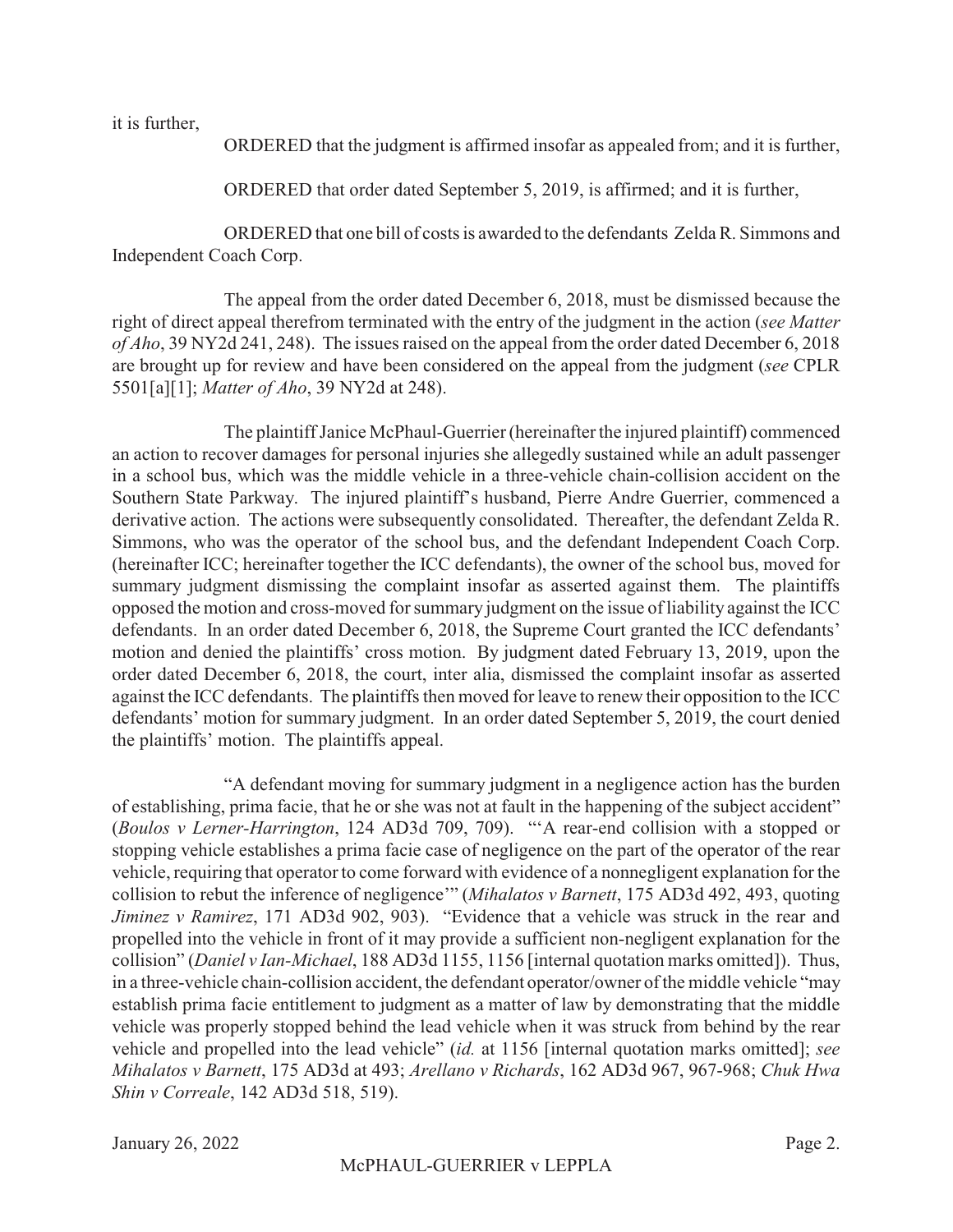it is further,

ORDERED that the judgment is affirmed insofar as appealed from; and it is further,

ORDERED that order dated September 5, 2019, is affirmed; and it is further,

ORDERED that one bill of costs is awarded to the defendants Zelda R. Simmons and Independent Coach Corp.

The appeal from the order dated December 6, 2018, must be dismissed because the right of direct appeal therefrom terminated with the entry of the judgment in the action (*see Matter of Aho*, 39 NY2d 241, 248). The issues raised on the appeal from the order dated December 6, 2018 are brought up for review and have been considered on the appeal from the judgment (*see* CPLR 5501[a][1]; *Matter of Aho*, 39 NY2d at 248).

The plaintiff Janice McPhaul-Guerrier (hereinafter the injured plaintiff) commenced an action to recover damages for personal injuries she allegedly sustained while an adult passenger in a school bus, which was the middle vehicle in a three-vehicle chain-collision accident on the Southern State Parkway. The injured plaintiff's husband, Pierre Andre Guerrier, commenced a derivative action. The actions were subsequently consolidated. Thereafter, the defendant Zelda R. Simmons, who was the operator of the school bus, and the defendant Independent Coach Corp. (hereinafter ICC; hereinafter together the ICC defendants), the owner of the school bus, moved for summary judgment dismissing the complaint insofar as asserted against them. The plaintiffs opposed the motion and cross-moved for summary judgment on the issue of liability against the ICC defendants. In an order dated December 6, 2018, the Supreme Court granted the ICC defendants' motion and denied the plaintiffs' cross motion. By judgment dated February 13, 2019, upon the order dated December 6, 2018, the court, inter alia, dismissed the complaint insofar as asserted against the ICC defendants. The plaintiffs then moved for leave to renew their opposition to the ICC defendants' motion for summary judgment. In an order dated September 5, 2019, the court denied the plaintiffs' motion. The plaintiffs appeal.

"A defendant moving for summary judgment in a negligence action has the burden of establishing, prima facie, that he or she was not at fault in the happening of the subject accident" (*Boulos v Lerner-Harrington*, 124 AD3d 709, 709). "'A rear-end collision with a stopped or stopping vehicle establishes a prima facie case of negligence on the part of the operator of the rear vehicle, requiring that operator to come forward with evidence of a nonnegligent explanation for the collision to rebut the inference of negligence'" (*Mihalatos v Barnett*, 175 AD3d 492, 493, quoting *Jiminez v Ramirez*, 171 AD3d 902, 903). "Evidence that a vehicle was struck in the rear and propelled into the vehicle in front of it may provide a sufficient non-negligent explanation for the collision" (*Daniel v Ian-Michael*, 188 AD3d 1155, 1156 [internal quotation marks omitted]). Thus, in a three-vehicle chain-collision accident, the defendant operator/owner of the middle vehicle "may establish prima facie entitlement to judgment as a matter of law by demonstrating that the middle vehicle was properly stopped behind the lead vehicle when it was struck from behind by the rear vehicle and propelled into the lead vehicle" (*id.* at 1156 [internal quotation marks omitted]; *see Mihalatos v Barnett*, 175 AD3d at 493; *Arellano v Richards*, 162 AD3d 967, 967-968; *Chuk Hwa Shin v Correale*, 142 AD3d 518, 519).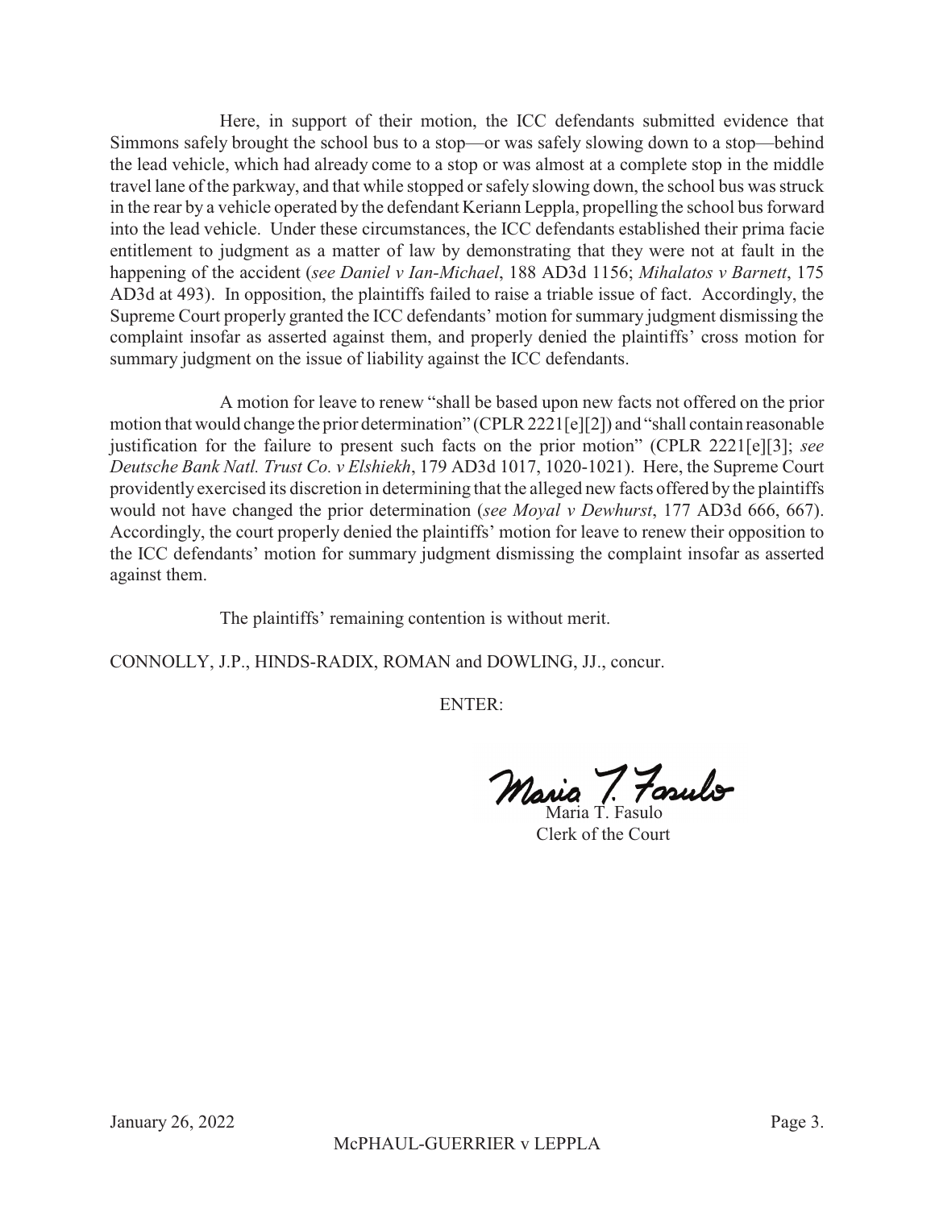Here, in support of their motion, the ICC defendants submitted evidence that Simmons safely brought the school bus to a stop—or was safely slowing down to a stop—behind the lead vehicle, which had already come to a stop or was almost at a complete stop in the middle travel lane of the parkway, and that while stopped or safely slowing down, the school bus was struck in the rear by a vehicle operated by the defendant Keriann Leppla, propelling the school bus forward into the lead vehicle. Under these circumstances, the ICC defendants established their prima facie entitlement to judgment as a matter of law by demonstrating that they were not at fault in the happening of the accident (*see Daniel v Ian-Michael*, 188 AD3d 1156; *Mihalatos v Barnett*, 175 AD3d at 493). In opposition, the plaintiffs failed to raise a triable issue of fact. Accordingly, the Supreme Court properly granted the ICC defendants' motion for summary judgment dismissing the complaint insofar as asserted against them, and properly denied the plaintiffs' cross motion for summary judgment on the issue of liability against the ICC defendants.

A motion for leave to renew "shall be based upon new facts not offered on the prior motion that would change the prior determination" (CPLR 2221[e][2]) and "shall contain reasonable justification for the failure to present such facts on the prior motion" (CPLR 2221[e][3]; *see Deutsche Bank Natl. Trust Co. v Elshiekh*, 179 AD3d 1017, 1020-1021). Here, the Supreme Court providently exercised its discretion in determining that the alleged new facts offered by the plaintiffs would not have changed the prior determination (*see Moyal v Dewhurst*, 177 AD3d 666, 667). Accordingly, the court properly denied the plaintiffs' motion for leave to renew their opposition to the ICC defendants' motion for summary judgment dismissing the complaint insofar as asserted against them.

The plaintiffs' remaining contention is without merit.

CONNOLLY, J.P., HINDS-RADIX, ROMAN and DOWLING, JJ., concur.

ENTER:

Maria T. Fasulo
Clerk of the Court